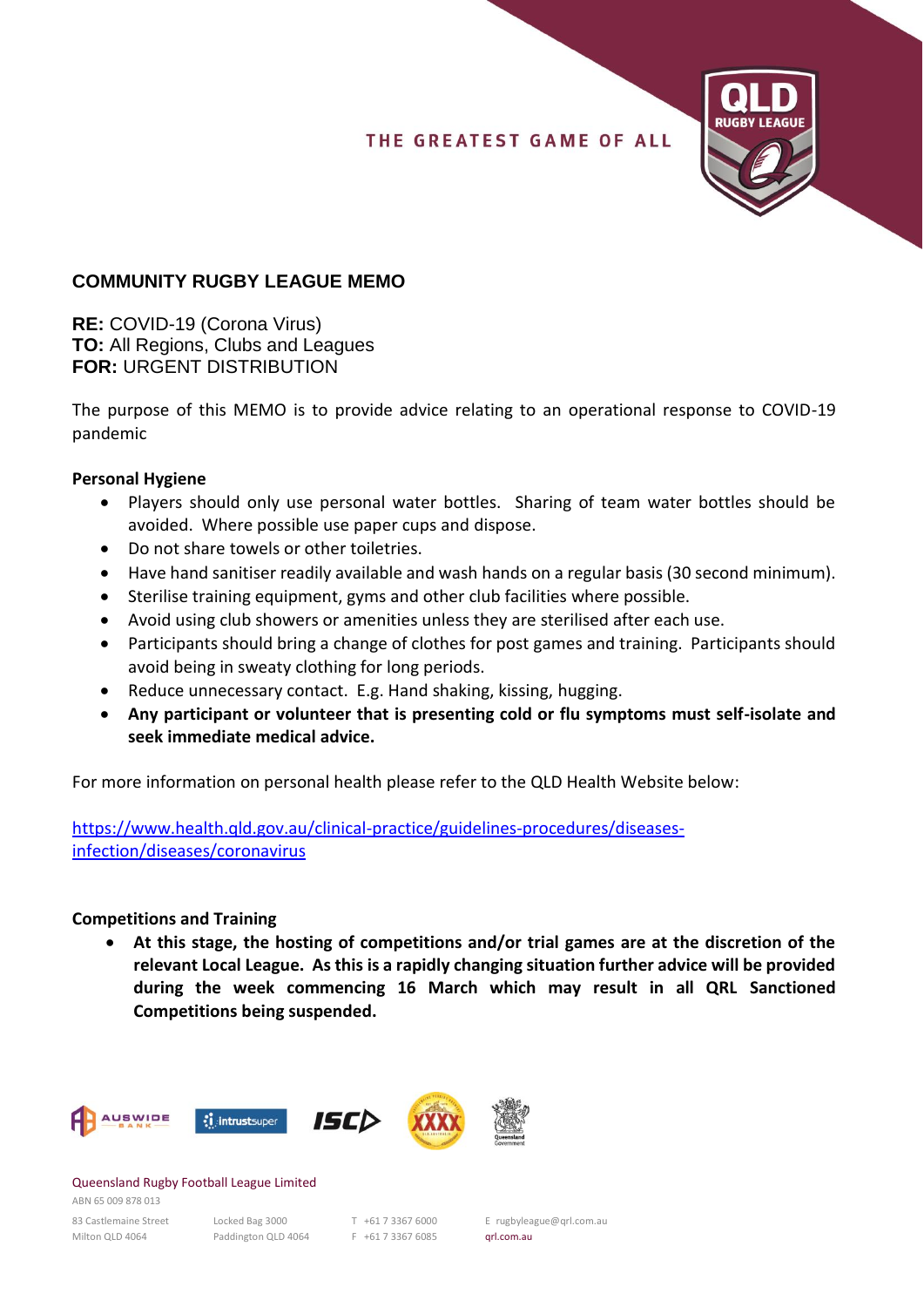THE GREATEST GAME OF ALL

## COMMUNITY RUGBY LEAGUE MEMO

**RE:** COVID-19 (Corona Virus)
**TO:** All Regions, Clubs and Leagues
**FOR:** URGENT DISTRIBUTION

The purpose of this MEMO is to provide advice relating to an operational response to COVID-19 pandemic

**Personal Hygiene**

- Players should only use personal water bottles. Sharing of team water bottles should be avoided. Where possible use paper cups and dispose.
- Do not share towels or other toiletries.
- Have hand sanitiser readily available and wash hands on a regular basis (30 second minimum).
- Sterilise training equipment, gyms and other club facilities where possible.
- Avoid using club showers or amenities unless they are sterilised after each use.
- Participants should bring a change of clothes for post games and training. Participants should avoid being in sweaty clothing for long periods.
- Reduce unnecessary contact. E.g. Hand shaking, kissing, hugging.
- **Any participant or volunteer that is presenting cold or flu symptoms must self-isolate and seek immediate medical advice.**

For more information on personal health please refer to the QLD Health Website below:

https://www.health.qld.gov.au/clinical-practice/guidelines-procedures/diseases-infection/diseases/coronavirus

**Competitions and Training**

- **At this stage, the hosting of competitions and/or trial games are at the discretion of the relevant Local League. As this is a rapidly changing situation further advice will be provided during the week commencing 16 March which may result in all QRL Sanctioned Competitions being suspended.**

Queensland Rugby Football League Limited
ABN 65 009 878 013

83 Castlemaine Street
Milton QLD 4064

Locked Bag 3000
Paddington QLD 4064

T +61 7 3367 6000
F +61 7 3367 6085

E rugbyleague@qrl.com.au
qrl.com.au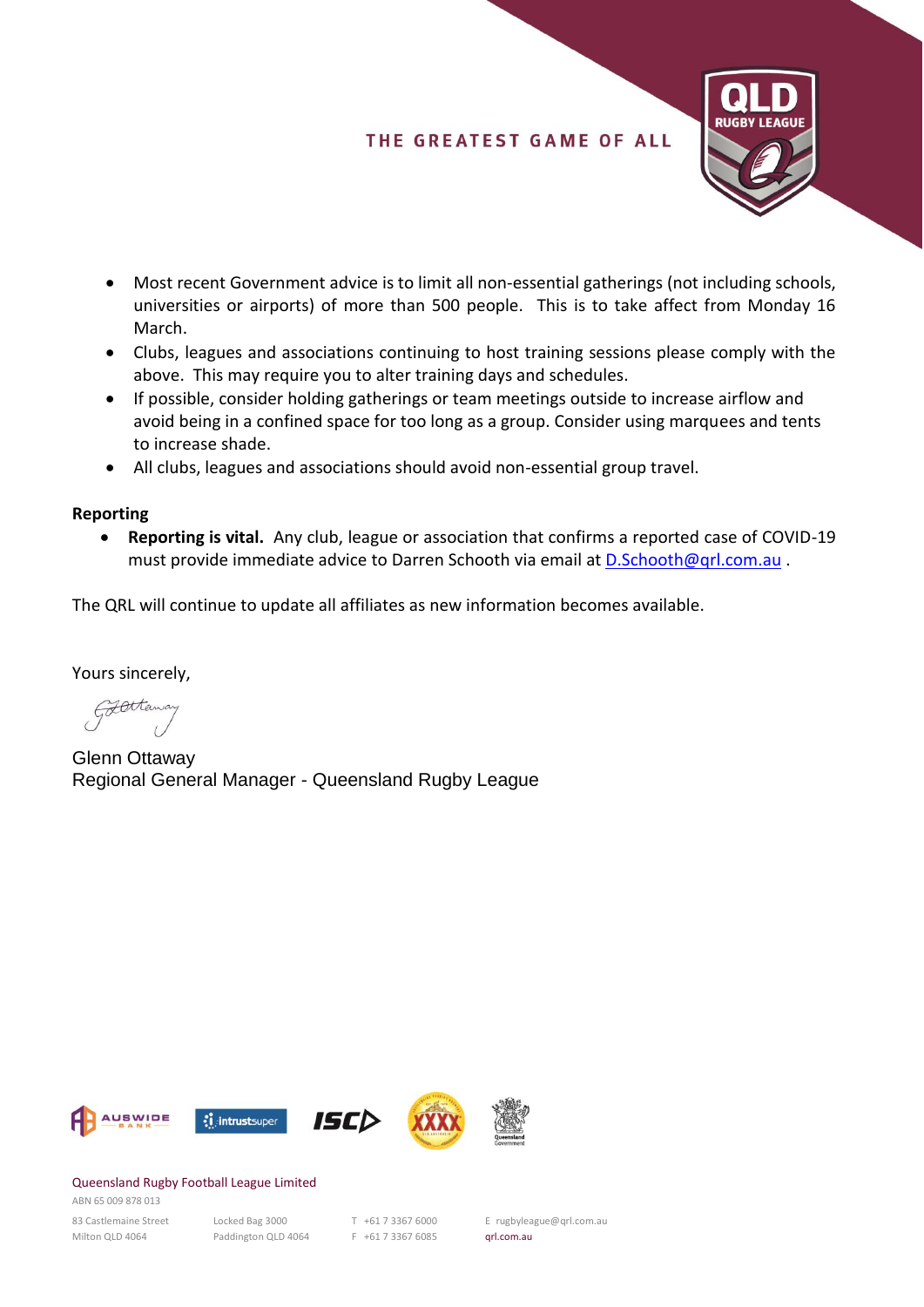- Most recent Government advice is to limit all non-essential gatherings (not including schools, universities or airports) of more than 500 people. This is to take affect from Monday 16 March.
- Clubs, leagues and associations continuing to host training sessions please comply with the above. This may require you to alter training days and schedules.
- If possible, consider holding gatherings or team meetings outside to increase airflow and avoid being in a confined space for too long as a group. Consider using marquees and tents to increase shade.
- All clubs, leagues and associations should avoid non-essential group travel.

**Reporting**

- **Reporting is vital.** Any club, league or association that confirms a reported case of COVID-19 must provide immediate advice to Darren Schooth via email at D.Schooth@qrl.com.au .

The QRL will continue to update all affiliates as new information becomes available.

Yours sincerely,

Glenn Ottaway
Regional General Manager - Queensland Rugby League

Queensland Rugby Football League Limited
ABN 65 009 878 013

83 Castlemaine Street
Milton QLD 4064

Locked Bag 3000
Paddington QLD 4064

T +61 7 3367 6000
F +61 7 3367 6085

E rugbyleague@qrl.com.au
qrl.com.au